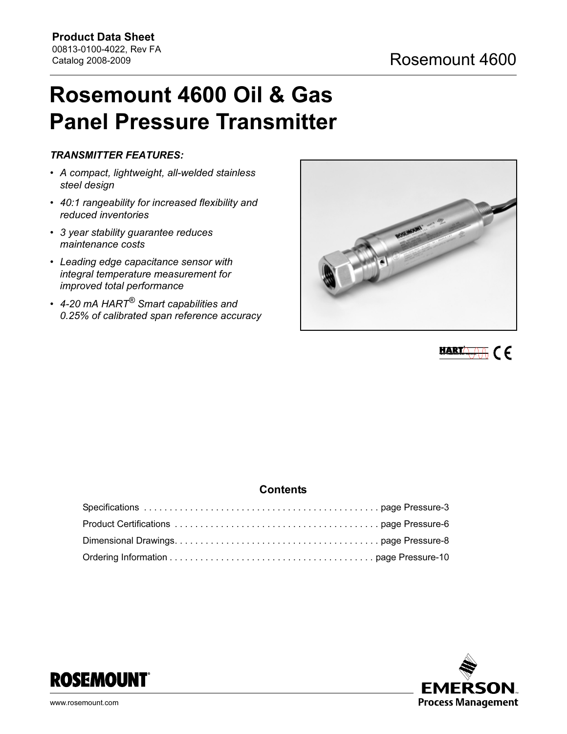**Product Data Sheet**
00813-0100-4022, Rev FA
Catalog 2008-2009

Rosemount 4600

# Rosemount 4600 Oil & Gas Panel Pressure Transmitter

***TRANSMITTER FEATURES:***

- *A compact, lightweight, all-welded stainless steel design*
- *40:1 rangeability for increased flexibility and reduced inventories*
- *3 year stability guarantee reduces maintenance costs*
- *Leading edge capacitance sensor with integral temperature measurement for improved total performance*
- *4-20 mA HART® Smart capabilities and 0.25% of calibrated span reference accuracy*

## Contents

| | |
|---|---|
| Specifications | page Pressure-3 |
| Product Certifications | page Pressure-6 |
| Dimensional Drawings | page Pressure-8 |
| Ordering Information | page Pressure-10 |

www.rosemount.com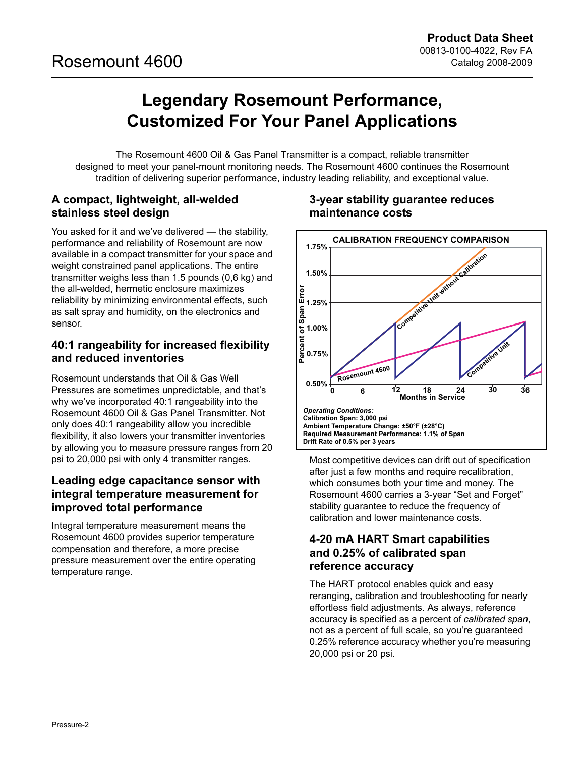# Legendary Rosemount Performance, Customized For Your Panel Applications

The Rosemount 4600 Oil & Gas Panel Transmitter is a compact, reliable transmitter designed to meet your panel-mount monitoring needs. The Rosemount 4600 continues the Rosemount tradition of delivering superior performance, industry leading reliability, and exceptional value.

## A compact, lightweight, all-welded stainless steel design

You asked for it and we've delivered — the stability, performance and reliability of Rosemount are now available in a compact transmitter for your space and weight constrained panel applications. The entire transmitter weighs less than 1.5 pounds (0,6 kg) and the all-welded, hermetic enclosure maximizes reliability by minimizing environmental effects, such as salt spray and humidity, on the electronics and sensor.

## 40:1 rangeability for increased flexibility and reduced inventories

Rosemount understands that Oil & Gas Well Pressures are sometimes unpredictable, and that's why we've incorporated 40:1 rangeability into the Rosemount 4600 Oil & Gas Panel Transmitter. Not only does 40:1 rangeability allow you incredible flexibility, it also lowers your transmitter inventories by allowing you to measure pressure ranges from 20 psi to 20,000 psi with only 4 transmitter ranges.

## Leading edge capacitance sensor with integral temperature measurement for improved total performance

Integral temperature measurement means the Rosemount 4600 provides superior temperature compensation and therefore, a more precise pressure measurement over the entire operating temperature range.

## 3-year stability guarantee reduces maintenance costs

**CALIBRATION FREQUENCY COMPARISON**

*Operating Conditions:*
**Calibration Span: 3,000 psi**
**Ambient Temperature Change: ±50°F (±28°C)**
**Required Measurement Performance: 1.1% of Span**
**Drift Rate of 0.5% per 3 years**

Most competitive devices can drift out of specification after just a few months and require recalibration, which consumes both your time and money. The Rosemount 4600 carries a 3-year "Set and Forget" stability guarantee to reduce the frequency of calibration and lower maintenance costs.

## 4-20 mA HART Smart capabilities and 0.25% of calibrated span reference accuracy

The HART protocol enables quick and easy reranging, calibration and troubleshooting for nearly effortless field adjustments. As always, reference accuracy is specified as a percent of *calibrated span*, not as a percent of full scale, so you're guaranteed 0.25% reference accuracy whether you're measuring 20,000 psi or 20 psi.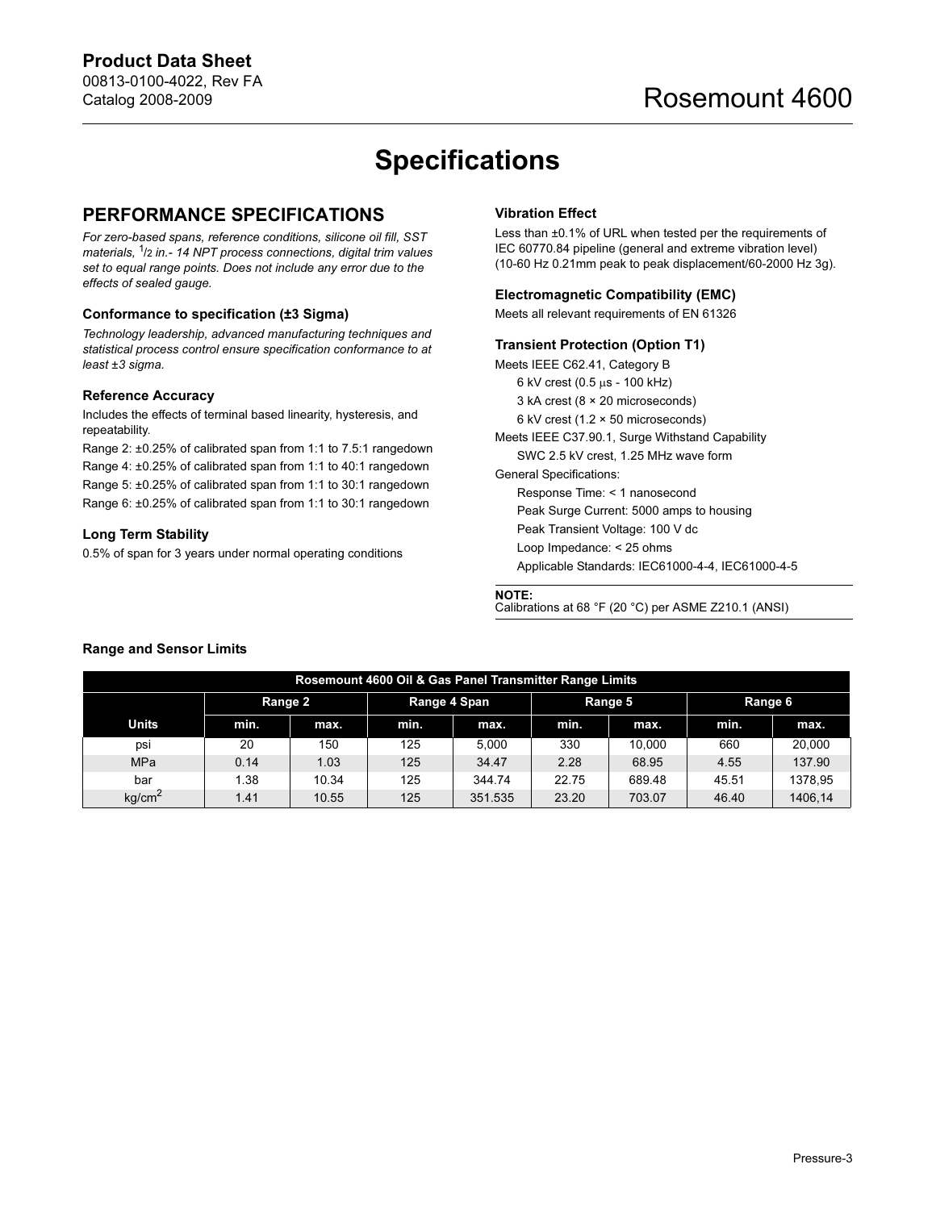# Specifications

## PERFORMANCE SPECIFICATIONS

*For zero-based spans, reference conditions, silicone oil fill, SST materials, 1/2 in.- 14 NPT process connections, digital trim values set to equal range points. Does not include any error due to the effects of sealed gauge.*

### Conformance to specification (±3 Sigma)

*Technology leadership, advanced manufacturing techniques and statistical process control ensure specification conformance to at least ±3 sigma.*

### Reference Accuracy

Includes the effects of terminal based linearity, hysteresis, and repeatability.

Range 2: ±0.25% of calibrated span from 1:1 to 7.5:1 rangedown

Range 4: ±0.25% of calibrated span from 1:1 to 40:1 rangedown

Range 5: ±0.25% of calibrated span from 1:1 to 30:1 rangedown

Range 6: ±0.25% of calibrated span from 1:1 to 30:1 rangedown

### Long Term Stability

0.5% of span for 3 years under normal operating conditions

### Vibration Effect

Less than ±0.1% of URL when tested per the requirements of IEC 60770.84 pipeline (general and extreme vibration level) (10-60 Hz 0.21mm peak to peak displacement/60-2000 Hz 3g).

### Electromagnetic Compatibility (EMC)

Meets all relevant requirements of EN 61326

### Transient Protection (Option T1)

Meets IEEE C62.41, Category B

- 6 kV crest (0.5 μs - 100 kHz)
- 3 kA crest (8 × 20 microseconds)
- 6 kV crest (1.2 × 50 microseconds)

Meets IEEE C37.90.1, Surge Withstand Capability

- SWC 2.5 kV crest, 1.25 MHz wave form

General Specifications:

- Response Time: < 1 nanosecond
- Peak Surge Current: 5000 amps to housing
- Peak Transient Voltage: 100 V dc
- Loop Impedance: < 25 ohms
- Applicable Standards: IEC61000-4-4, IEC61000-4-5

**NOTE:**
Calibrations at 68 °F (20 °C) per ASME Z210.1 (ANSI)

### Range and Sensor Limits

| Rosemount 4600 Oil & Gas Panel Transmitter Range Limits | | | | | | | | |
|---|---|---|---|---|---|---|---|---|
| | Range 2 | | Range 4 Span | | Range 5 | | Range 6 | |
| Units | min. | max. | min. | max. | min. | max. | min. | max. |
| psi | 20 | 150 | 125 | 5,000 | 330 | 10,000 | 660 | 20,000 |
| MPa | 0.14 | 1.03 | 125 | 34.47 | 2.28 | 68.95 | 4.55 | 137.90 |
| bar | 1.38 | 10.34 | 125 | 344.74 | 22.75 | 689.48 | 45.51 | 1378,95 |
| kg/cm$^2$ | 1.41 | 10.55 | 125 | 351.535 | 23.20 | 703.07 | 46.40 | 1406,14 |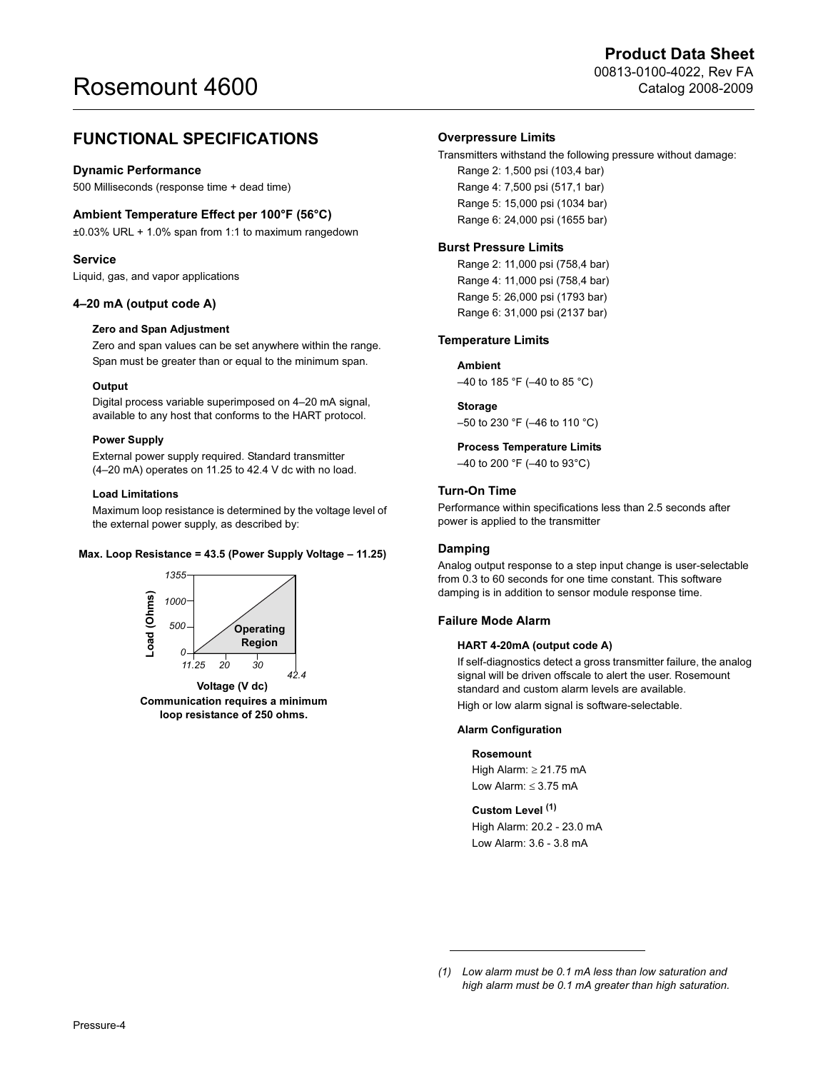## FUNCTIONAL SPECIFICATIONS

### Dynamic Performance

500 Milliseconds (response time + dead time)

### Ambient Temperature Effect per 100°F (56°C)

±0.03% URL + 1.0% span from 1:1 to maximum rangedown

### Service

Liquid, gas, and vapor applications

### 4–20 mA (output code A)

#### Zero and Span Adjustment

Zero and span values can be set anywhere within the range. Span must be greater than or equal to the minimum span.

#### Output

Digital process variable superimposed on 4–20 mA signal, available to any host that conforms to the HART protocol.

#### Power Supply

External power supply required. Standard transmitter (4–20 mA) operates on 11.25 to 42.4 V dc with no load.

#### Load Limitations

Maximum loop resistance is determined by the voltage level of the external power supply, as described by:

**Max. Loop Resistance = 43.5 (Power Supply Voltage – 11.25)**

Load (Ohms): 0, 500, 1000, 1355
Voltage (V dc): 11.25, 20, 30, 42.4
Operating Region

**Communication requires a minimum loop resistance of 250 ohms.**

### Overpressure Limits

Transmitters withstand the following pressure without damage:

- Range 2: 1,500 psi (103,4 bar)
- Range 4: 7,500 psi (517,1 bar)
- Range 5: 15,000 psi (1034 bar)
- Range 6: 24,000 psi (1655 bar)

### Burst Pressure Limits

- Range 2: 11,000 psi (758,4 bar)
- Range 4: 11,000 psi (758,4 bar)
- Range 5: 26,000 psi (1793 bar)
- Range 6: 31,000 psi (2137 bar)

### Temperature Limits

#### Ambient

–40 to 185 °F (–40 to 85 °C)

#### Storage

–50 to 230 °F (–46 to 110 °C)

#### Process Temperature Limits

–40 to 200 °F (–40 to 93°C)

### Turn-On Time

Performance within specifications less than 2.5 seconds after power is applied to the transmitter

### Damping

Analog output response to a step input change is user-selectable from 0.3 to 60 seconds for one time constant. This software damping is in addition to sensor module response time.

### Failure Mode Alarm

#### HART 4-20mA (output code A)

If self-diagnostics detect a gross transmitter failure, the analog signal will be driven offscale to alert the user. Rosemount standard and custom alarm levels are available.

High or low alarm signal is software-selectable.

#### Alarm Configuration

**Rosemount**

High Alarm: ≥ 21.75 mA
Low Alarm: ≤ 3.75 mA

**Custom Level [1]**

High Alarm: 20.2 - 23.0 mA
Low Alarm: 3.6 - 3.8 mA

*(1) Low alarm must be 0.1 mA less than low saturation and high alarm must be 0.1 mA greater than high saturation.*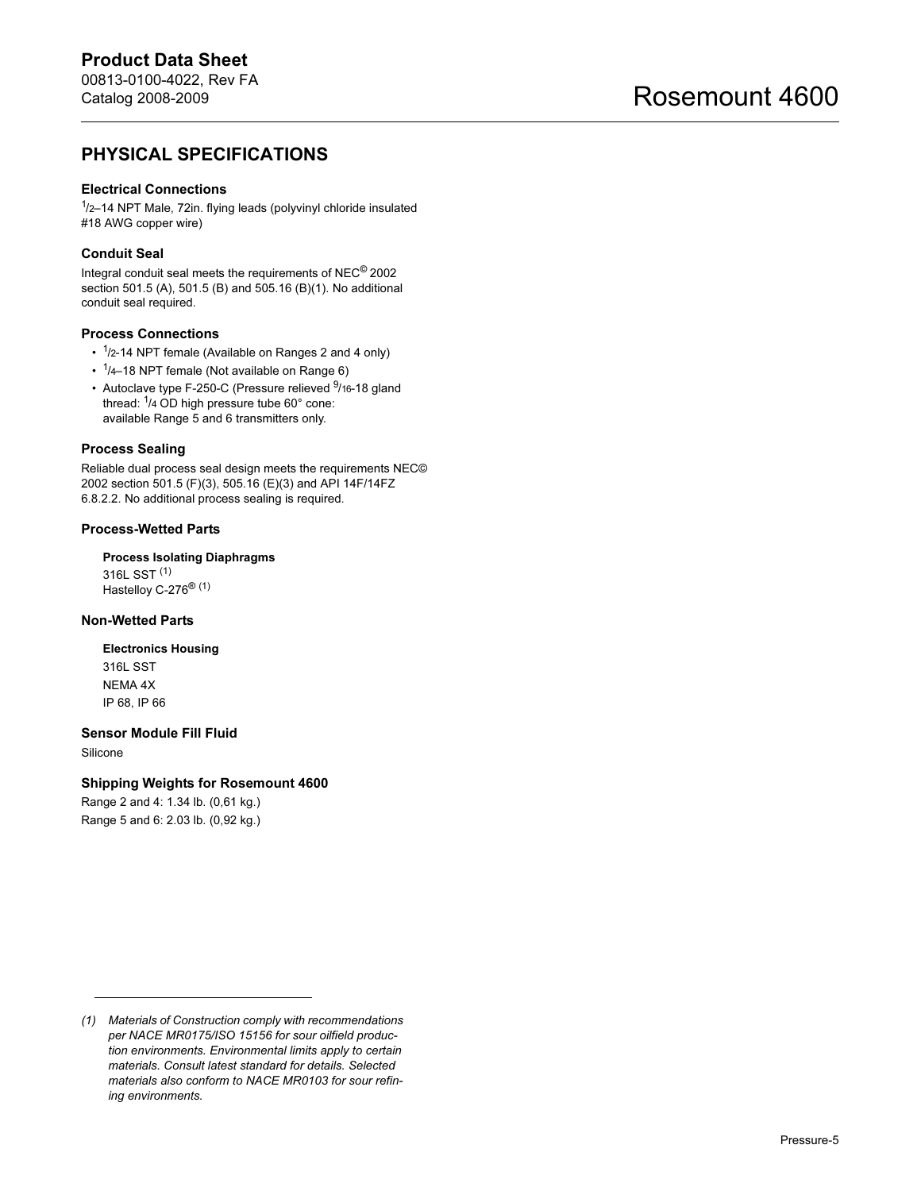## PHYSICAL SPECIFICATIONS

### Electrical Connections

1/2–14 NPT Male, 72in. flying leads (polyvinyl chloride insulated #18 AWG copper wire)

### Conduit Seal

Integral conduit seal meets the requirements of NEC© 2002 section 501.5 (A), 501.5 (B) and 505.16 (B)(1). No additional conduit seal required.

### Process Connections

- 1/2-14 NPT female (Available on Ranges 2 and 4 only)
- 1/4–18 NPT female (Not available on Range 6)
- Autoclave type F-250-C (Pressure relieved 9/16-18 gland thread: 1/4 OD high pressure tube 60° cone: available Range 5 and 6 transmitters only.

### Process Sealing

Reliable dual process seal design meets the requirements NEC© 2002 section 501.5 (F)(3), 505.16 (E)(3) and API 14F/14FZ 6.8.2.2. No additional process sealing is required.

### Process-Wetted Parts

**Process Isolating Diaphragms**

316L SST [1]
Hastelloy C-276® [1]

### Non-Wetted Parts

**Electronics Housing**

316L SST
NEMA 4X
IP 68, IP 66

### Sensor Module Fill Fluid

Silicone

### Shipping Weights for Rosemount 4600

Range 2 and 4: 1.34 lb. (0,61 kg.)
Range 5 and 6: 2.03 lb. (0,92 kg.)

---

*(1) Materials of Construction comply with recommendations per NACE MR0175/ISO 15156 for sour oilfield production environments. Environmental limits apply to certain materials. Consult latest standard for details. Selected materials also conform to NACE MR0103 for sour refining environments.*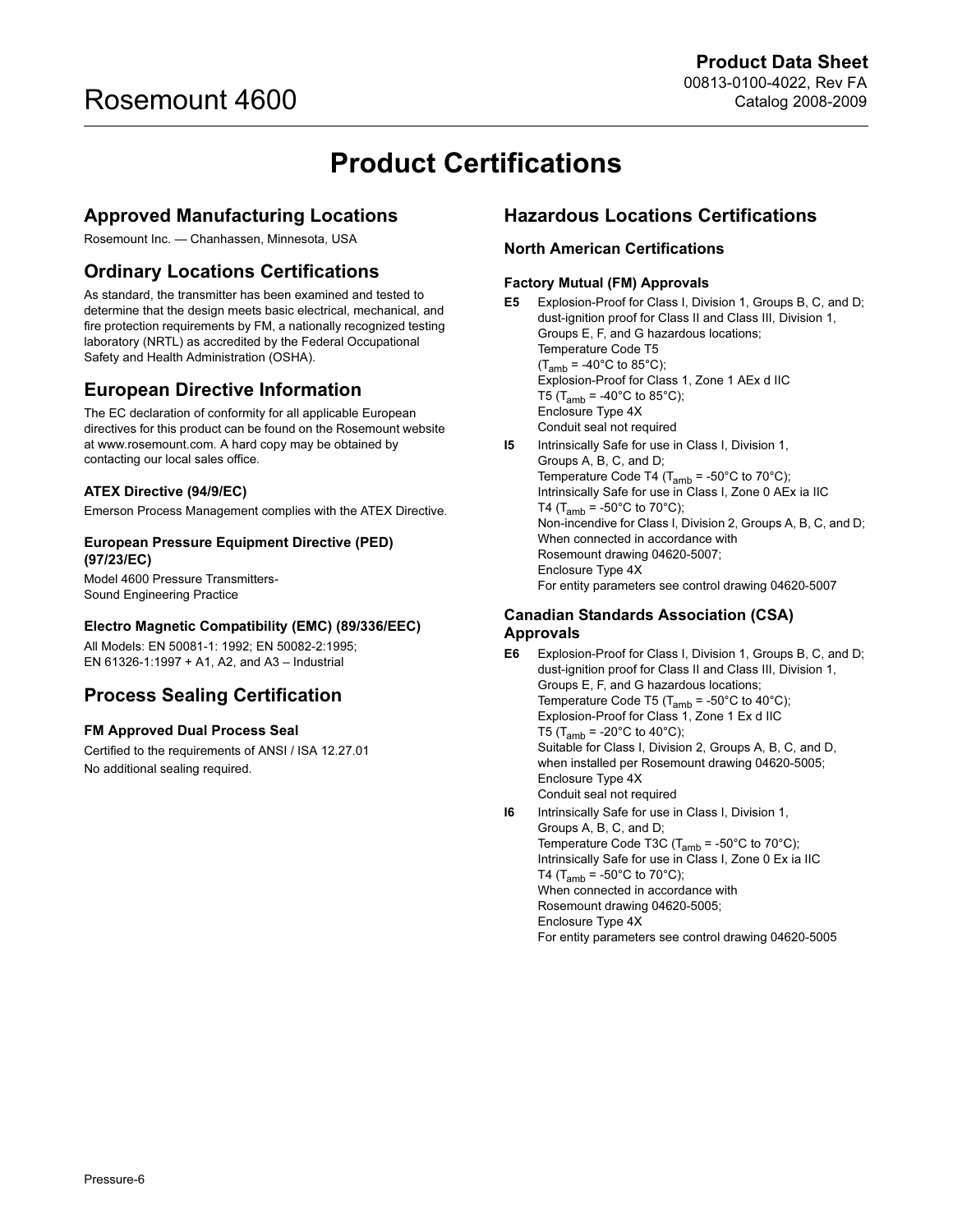# Product Certifications

## Approved Manufacturing Locations

Rosemount Inc. — Chanhassen, Minnesota, USA

## Ordinary Locations Certifications

As standard, the transmitter has been examined and tested to determine that the design meets basic electrical, mechanical, and fire protection requirements by FM, a nationally recognized testing laboratory (NRTL) as accredited by the Federal Occupational Safety and Health Administration (OSHA).

## European Directive Information

The EC declaration of conformity for all applicable European directives for this product can be found on the Rosemount website at www.rosemount.com. A hard copy may be obtained by contacting our local sales office.

#### ATEX Directive (94/9/EC)

Emerson Process Management complies with the ATEX Directive.

#### European Pressure Equipment Directive (PED) (97/23/EC)

Model 4600 Pressure Transmitters-
Sound Engineering Practice

#### Electro Magnetic Compatibility (EMC) (89/336/EEC)

All Models: EN 50081-1: 1992; EN 50082-2:1995;
EN 61326-1:1997 + A1, A2, and A3 – Industrial

## Process Sealing Certification

#### FM Approved Dual Process Seal

Certified to the requirements of ANSI / ISA 12.27.01
No additional sealing required.

## Hazardous Locations Certifications

### North American Certifications

#### Factory Mutual (FM) Approvals

**E5** Explosion-Proof for Class I, Division 1, Groups B, C, and D; dust-ignition proof for Class II and Class III, Division 1, Groups E, F, and G hazardous locations;
Temperature Code T5
($T_{amb}$ = -40°C to 85°C);
Explosion-Proof for Class 1, Zone 1 AEx d IIC
T5 ($T_{amb}$ = -40°C to 85°C);
Enclosure Type 4X
Conduit seal not required

**I5** Intrinsically Safe for use in Class I, Division 1, Groups A, B, C, and D;
Temperature Code T4 ($T_{amb}$ = -50°C to 70°C);
Intrinsically Safe for use in Class I, Zone 0 AEx ia IIC
T4 ($T_{amb}$ = -50°C to 70°C);
Non-incendive for Class I, Division 2, Groups A, B, C, and D;
When connected in accordance with
Rosemount drawing 04620-5007;
Enclosure Type 4X
For entity parameters see control drawing 04620-5007

#### Canadian Standards Association (CSA) Approvals

**E6** Explosion-Proof for Class I, Division 1, Groups B, C, and D; dust-ignition proof for Class II and Class III, Division 1, Groups E, F, and G hazardous locations;
Temperature Code T5 ($T_{amb}$ = -50°C to 40°C);
Explosion-Proof for Class 1, Zone 1 Ex d IIC
T5 ($T_{amb}$ = -20°C to 40°C);
Suitable for Class I, Division 2, Groups A, B, C, and D, when installed per Rosemount drawing 04620-5005;
Enclosure Type 4X
Conduit seal not required

**I6** Intrinsically Safe for use in Class I, Division 1, Groups A, B, C, and D;
Temperature Code T3C ($T_{amb}$ = -50°C to 70°C);
Intrinsically Safe for use in Class I, Zone 0 Ex ia IIC
T4 ($T_{amb}$ = -50°C to 70°C);
When connected in accordance with
Rosemount drawing 04620-5005;
Enclosure Type 4X
For entity parameters see control drawing 04620-5005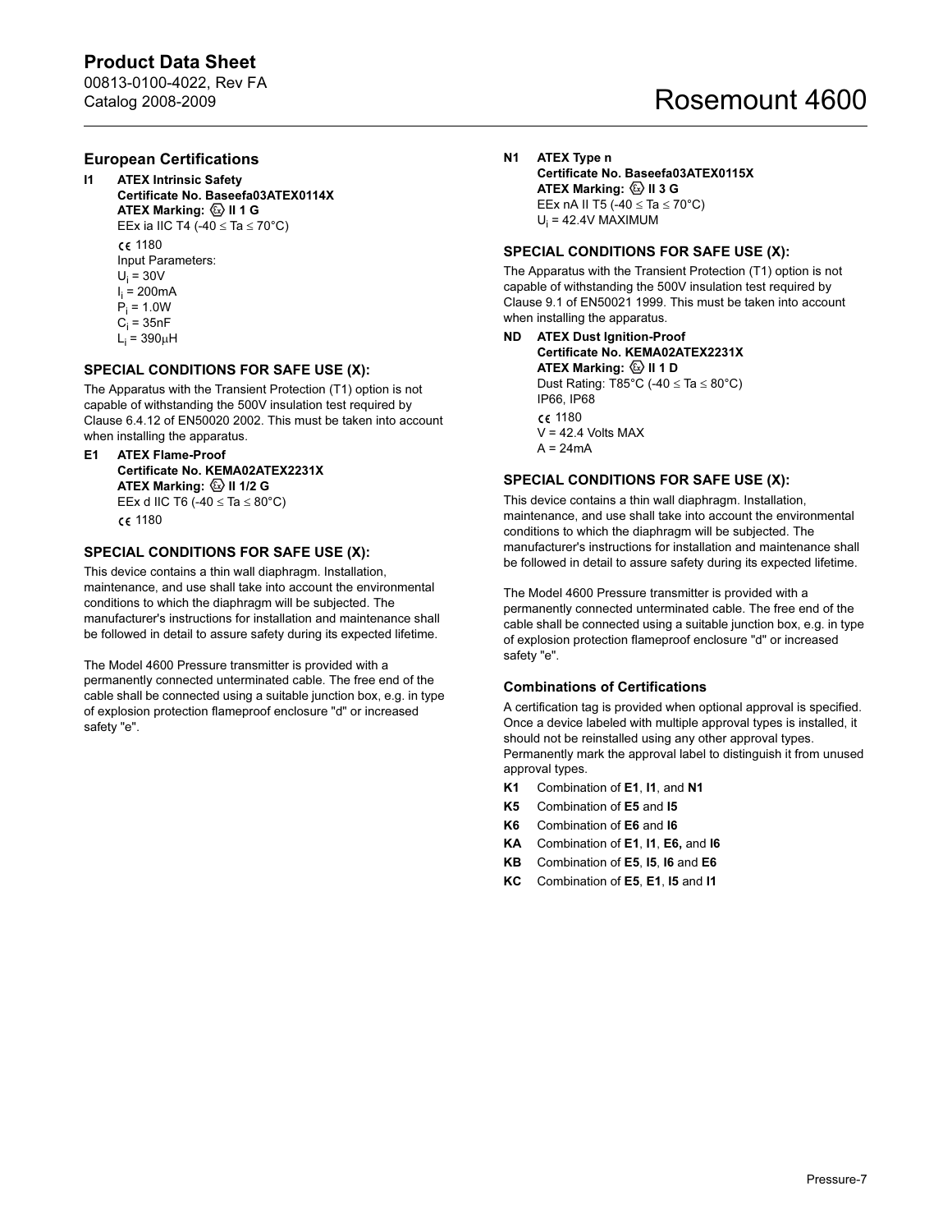## European Certifications

**I1 ATEX Intrinsic Safety**
**Certificate No. Baseefa03ATEX0114X**
**ATEX Marking: ⟨Ex⟩ II 1 G**
EEx ia IIC T4 (-40 ≤ Ta ≤ 70°C)

CE 1180

Input Parameters:
$U_i$ = 30V
$I_i$ = 200mA
$P_i$ = 1.0W
$C_i$ = 35nF
$L_i$ = 390μH

### SPECIAL CONDITIONS FOR SAFE USE (X):

The Apparatus with the Transient Protection (T1) option is not capable of withstanding the 500V insulation test required by Clause 6.4.12 of EN50020 2002. This must be taken into account when installing the apparatus.

**E1 ATEX Flame-Proof**
**Certificate No. KEMA02ATEX2231X**
**ATEX Marking: ⟨Ex⟩ II 1/2 G**
EEx d IIC T6 (-40 ≤ Ta ≤ 80°C)

CE 1180

### SPECIAL CONDITIONS FOR SAFE USE (X):

This device contains a thin wall diaphragm. Installation, maintenance, and use shall take into account the environmental conditions to which the diaphragm will be subjected. The manufacturer's instructions for installation and maintenance shall be followed in detail to assure safety during its expected lifetime.

The Model 4600 Pressure transmitter is provided with a permanently connected unterminated cable. The free end of the cable shall be connected using a suitable junction box, e.g. in type of explosion protection flameproof enclosure "d" or increased safety "e".

**N1 ATEX Type n**
**Certificate No. Baseefa03ATEX0115X**
**ATEX Marking: ⟨Ex⟩ II 3 G**
EEx nA II T5 (-40 ≤ Ta ≤ 70°C)
$U_i$ = 42.4V MAXIMUM

### SPECIAL CONDITIONS FOR SAFE USE (X):

The Apparatus with the Transient Protection (T1) option is not capable of withstanding the 500V insulation test required by Clause 9.1 of EN50021 1999. This must be taken into account when installing the apparatus.

**ND ATEX Dust Ignition-Proof**
**Certificate No. KEMA02ATEX2231X**
**ATEX Marking: ⟨Ex⟩ II 1 D**
Dust Rating: T85°C (-40 ≤ Ta ≤ 80°C)
IP66, IP68

CE 1180

V = 42.4 Volts MAX
A = 24mA

### SPECIAL CONDITIONS FOR SAFE USE (X):

This device contains a thin wall diaphragm. Installation, maintenance, and use shall take into account the environmental conditions to which the diaphragm will be subjected. The manufacturer's instructions for installation and maintenance shall be followed in detail to assure safety during its expected lifetime.

The Model 4600 Pressure transmitter is provided with a permanently connected unterminated cable. The free end of the cable shall be connected using a suitable junction box, e.g. in type of explosion protection flameproof enclosure "d" or increased safety "e".

### Combinations of Certifications

A certification tag is provided when optional approval is specified. Once a device labeled with multiple approval types is installed, it should not be reinstalled using any other approval types. Permanently mark the approval label to distinguish it from unused approval types.

- **K1** Combination of **E1**, **I1**, and **N1**
- **K5** Combination of **E5** and **I5**
- **K6** Combination of **E6** and **I6**
- **KA** Combination of **E1**, **I1**, **E6,** and **I6**
- **KB** Combination of **E5**, **I5**, **I6** and **E6**
- **KC** Combination of **E5**, **E1**, **I5** and **I1**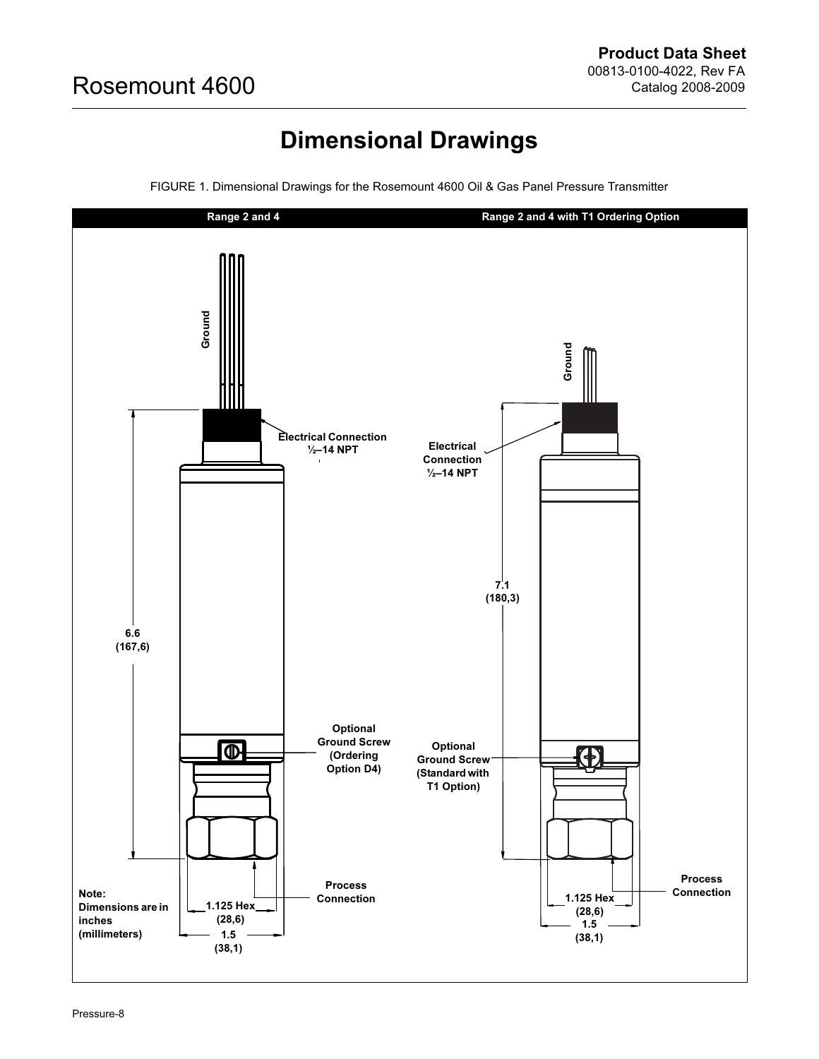## Dimensional Drawings

FIGURE 1. Dimensional Drawings for the Rosemount 4600 Oil & Gas Panel Pressure Transmitter

**Range 2 and 4**

Ground

Electrical Connection ½–14 NPT

6.6 (167,6)

Optional Ground Screw (Ordering Option D4)

Process Connection

1.125 Hex (28,6)

1.5 (38,1)

**Range 2 and 4 with T1 Ordering Option**

Ground

Electrical Connection ½–14 NPT

7.1 (180,3)

Optional Ground Screw (Standard with T1 Option)

Process Connection

1.125 Hex (28,6)

1.5 (38,1)

Note: Dimensions are in inches (millimeters)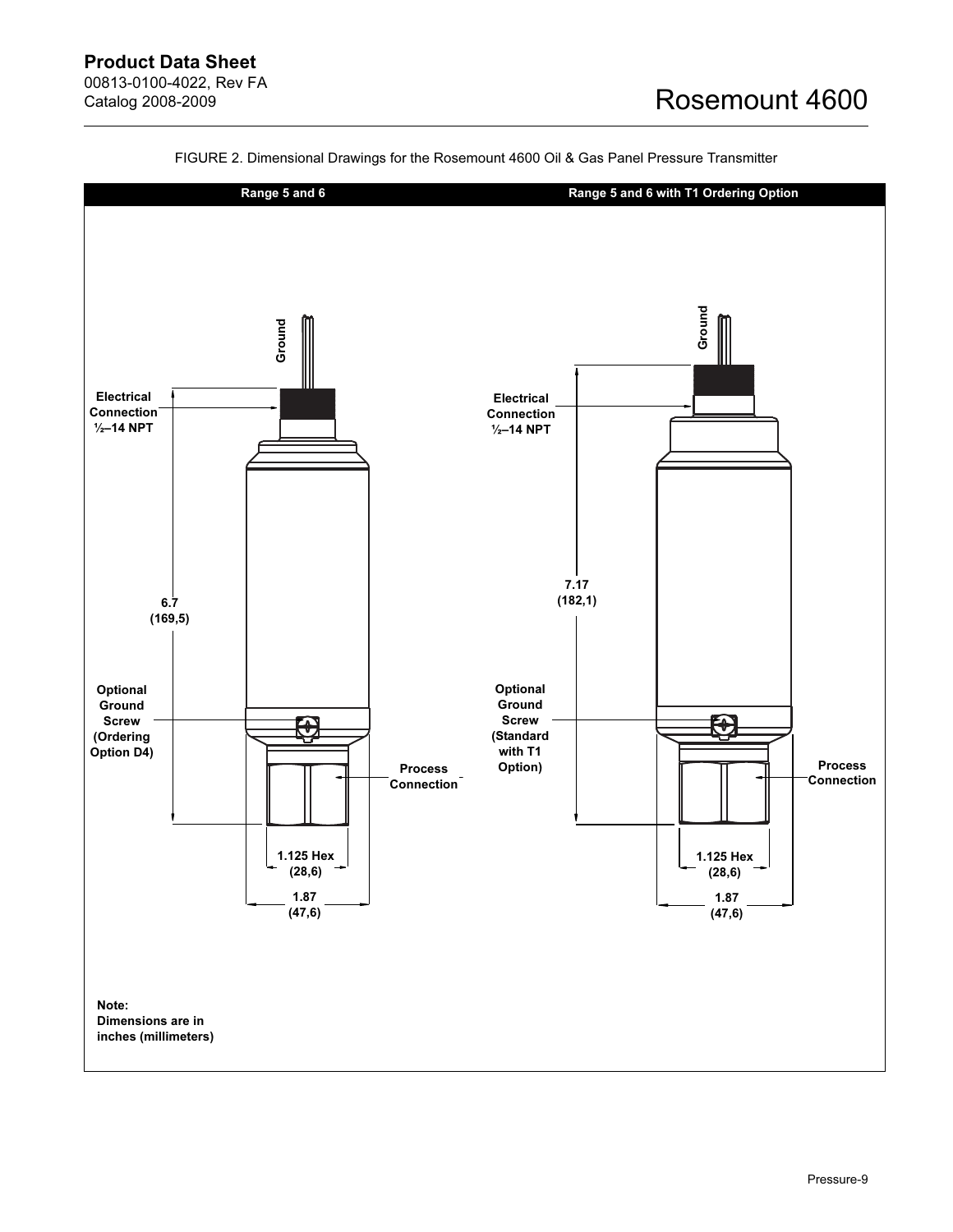FIGURE 2. Dimensional Drawings for the Rosemount 4600 Oil & Gas Panel Pressure Transmitter

**Range 5 and 6**

- Ground
- Electrical Connection ½–14 NPT
- 6.7 (169,5)
- Optional Ground Screw (Ordering Option D4)
- Process Connection
- 1.125 Hex (28,6)
- 1.87 (47,6)

**Range 5 and 6 with T1 Ordering Option**

- Ground
- Electrical Connection ½–14 NPT
- 7.17 (182,1)
- Optional Ground Screw (Standard with T1 Option)
- Process Connection
- 1.125 Hex (28,6)
- 1.87 (47,6)

**Note:**
**Dimensions are in inches (millimeters)**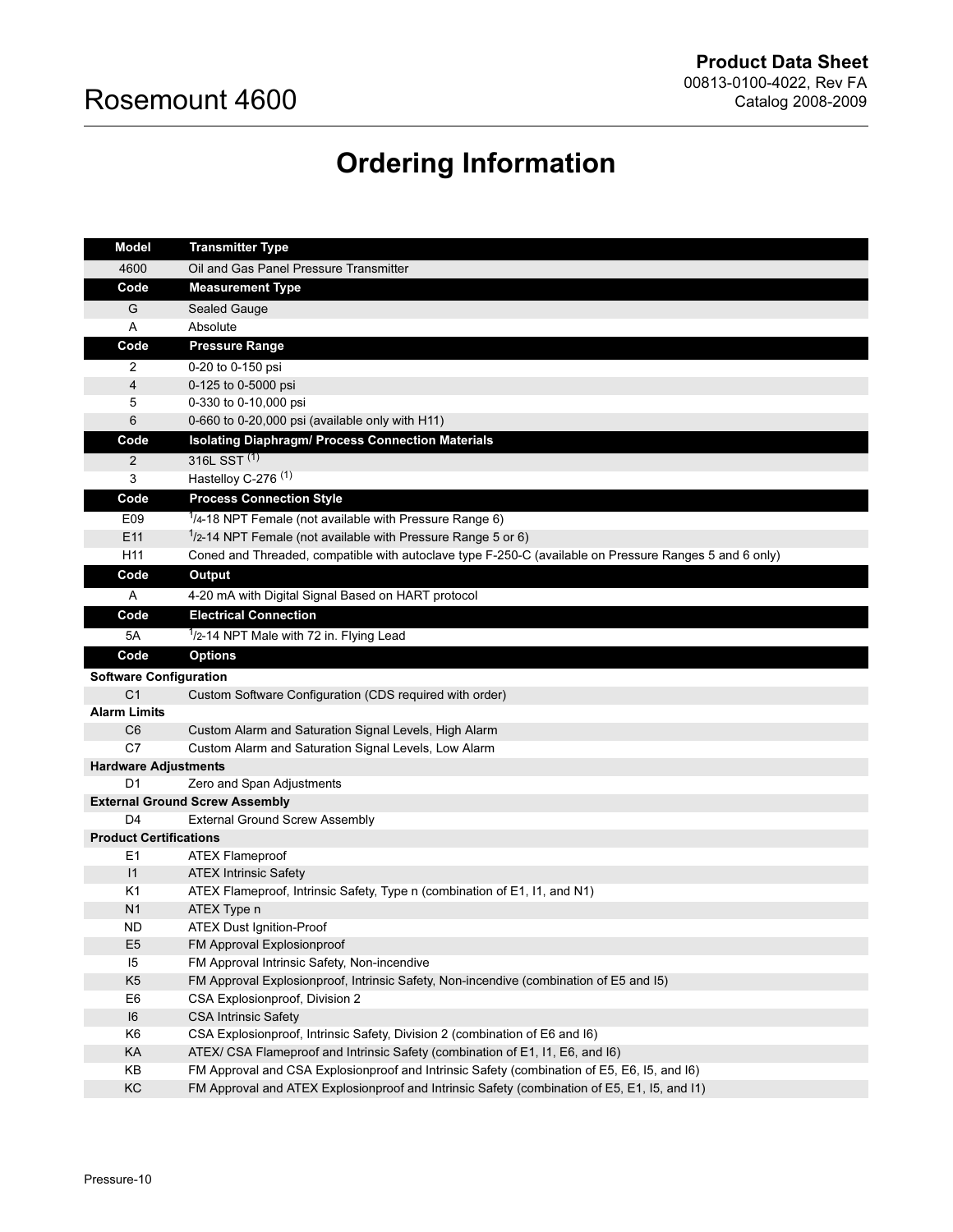# Ordering Information

| Model | Transmitter Type |
|---|---|
| 4600 | Oil and Gas Panel Pressure Transmitter |
| **Code** | **Measurement Type** |
| G | Sealed Gauge |
| A | Absolute |
| **Code** | **Pressure Range** |
| 2 | 0-20 to 0-150 psi |
| 4 | 0-125 to 0-5000 psi |
| 5 | 0-330 to 0-10,000 psi |
| 6 | 0-660 to 0-20,000 psi (available only with H11) |
| **Code** | **Isolating Diaphragm/ Process Connection Materials** |
| 2 | 316L SST [1] |
| 3 | Hastelloy C-276 [1] |
| **Code** | **Process Connection Style** |
| E09 | 1/4-18 NPT Female (not available with Pressure Range 6) |
| E11 | 1/2-14 NPT Female (not available with Pressure Range 5 or 6) |
| H11 | Coned and Threaded, compatible with autoclave type F-250-C (available on Pressure Ranges 5 and 6 only) |
| **Code** | **Output** |
| A | 4-20 mA with Digital Signal Based on HART protocol |
| **Code** | **Electrical Connection** |
| 5A | 1/2-14 NPT Male with 72 in. Flying Lead |
| **Code** | **Options** |
| **Software Configuration** | |
| C1 | Custom Software Configuration (CDS required with order) |
| **Alarm Limits** | |
| C6 | Custom Alarm and Saturation Signal Levels, High Alarm |
| C7 | Custom Alarm and Saturation Signal Levels, Low Alarm |
| **Hardware Adjustments** | |
| D1 | Zero and Span Adjustments |
| **External Ground Screw Assembly** | |
| D4 | External Ground Screw Assembly |
| **Product Certifications** | |
| E1 | ATEX Flameproof |
| I1 | ATEX Intrinsic Safety |
| K1 | ATEX Flameproof, Intrinsic Safety, Type n (combination of E1, I1, and N1) |
| N1 | ATEX Type n |
| ND | ATEX Dust Ignition-Proof |
| E5 | FM Approval Explosionproof |
| I5 | FM Approval Intrinsic Safety, Non-incendive |
| K5 | FM Approval Explosionproof, Intrinsic Safety, Non-incendive (combination of E5 and I5) |
| E6 | CSA Explosionproof, Division 2 |
| I6 | CSA Intrinsic Safety |
| K6 | CSA Explosionproof, Intrinsic Safety, Division 2 (combination of E6 and I6) |
| KA | ATEX/ CSA Flameproof and Intrinsic Safety (combination of E1, I1, E6, and I6) |
| KB | FM Approval and CSA Explosionproof and Intrinsic Safety (combination of E5, E6, I5, and I6) |
| KC | FM Approval and ATEX Explosionproof and Intrinsic Safety (combination of E5, E1, I5, and I1) |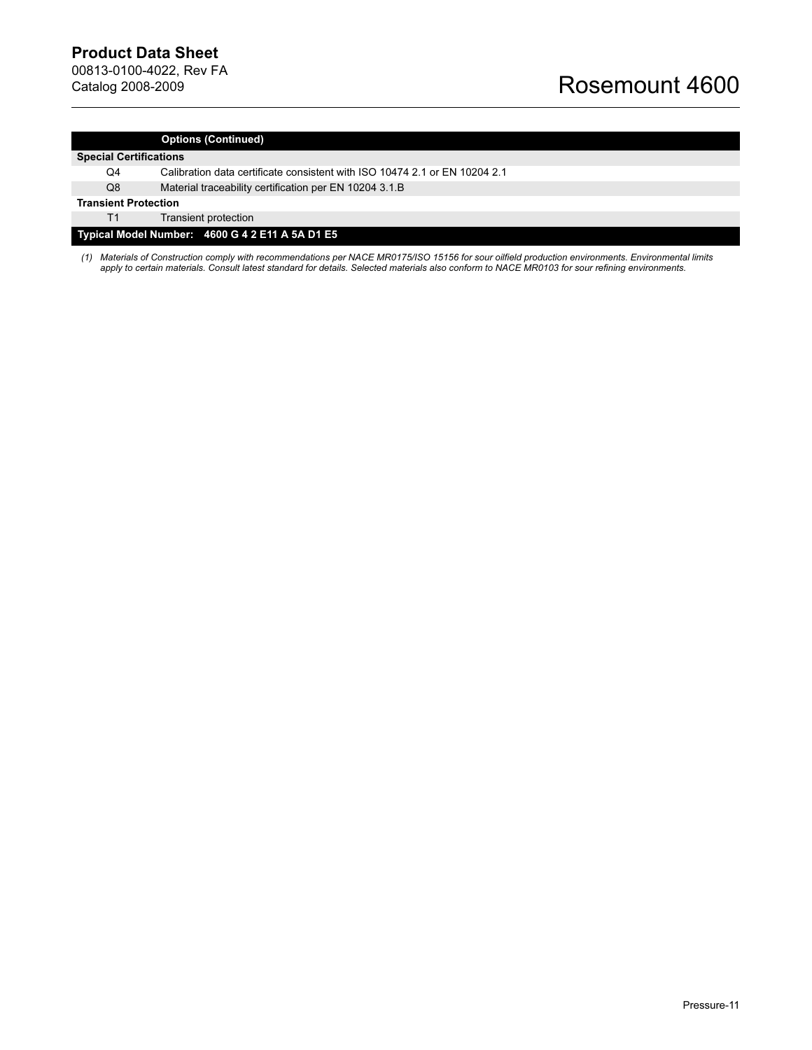| | Options (Continued) |
|---|---|
| **Special Certifications** | |
| Q4 | Calibration data certificate consistent with ISO 10474 2.1 or EN 10204 2.1 |
| Q8 | Material traceability certification per EN 10204 3.1.B |
| **Transient Protection** | |
| T1 | Transient protection |
| **Typical Model Number: 4600 G 4 2 E11 A 5A D1 E5** | |

*(1) Materials of Construction comply with recommendations per NACE MR0175/ISO 15156 for sour oilfield production environments. Environmental limits apply to certain materials. Consult latest standard for details. Selected materials also conform to NACE MR0103 for sour refining environments.*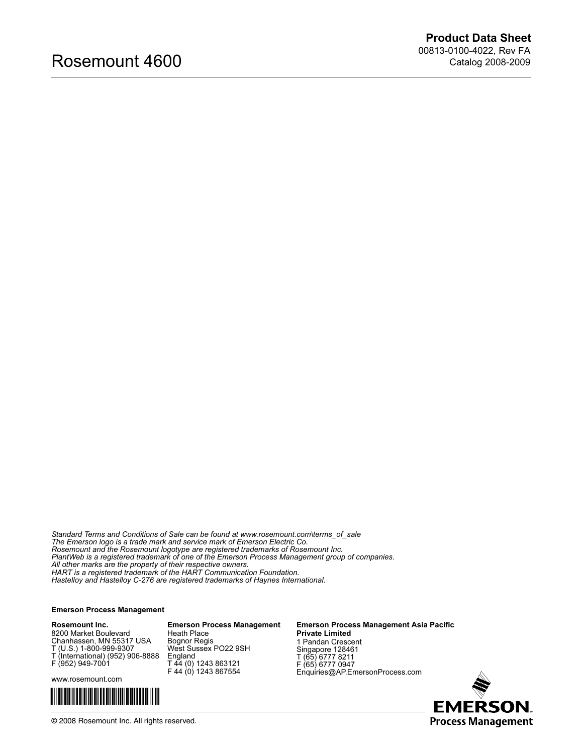*Standard Terms and Conditions of Sale can be found at www.rosemount.com\terms_of_sale*
*The Emerson logo is a trade mark and service mark of Emerson Electric Co.*
*Rosemount and the Rosemount logotype are registered trademarks of Rosemount Inc.*
*PlantWeb is a registered trademark of one of the Emerson Process Management group of companies.*
*All other marks are the property of their respective owners.*
*HART is a registered trademark of the HART Communication Foundation.*
*Hastelloy and Hastelloy C-276 are registered trademarks of Haynes International.*

**Emerson Process Management**

**Rosemount Inc.**
8200 Market Boulevard
Chanhassen, MN 55317 USA
T (U.S.) 1-800-999-9307
T (International) (952) 906-8888
F (952) 949-7001

www.rosemount.com

**Emerson Process Management**
Heath Place
Bognor Regis
West Sussex PO22 9SH
England
T 44 (0) 1243 863121
F 44 (0) 1243 867554

**Emerson Process Management Asia Pacific Private Limited**
1 Pandan Crescent
Singapore 128461
T (65) 6777 8211
F (65) 6777 0947
Enquiries@AP.EmersonProcess.com

© 2008 Rosemount Inc. All rights reserved.

EMERSON™ Process Management